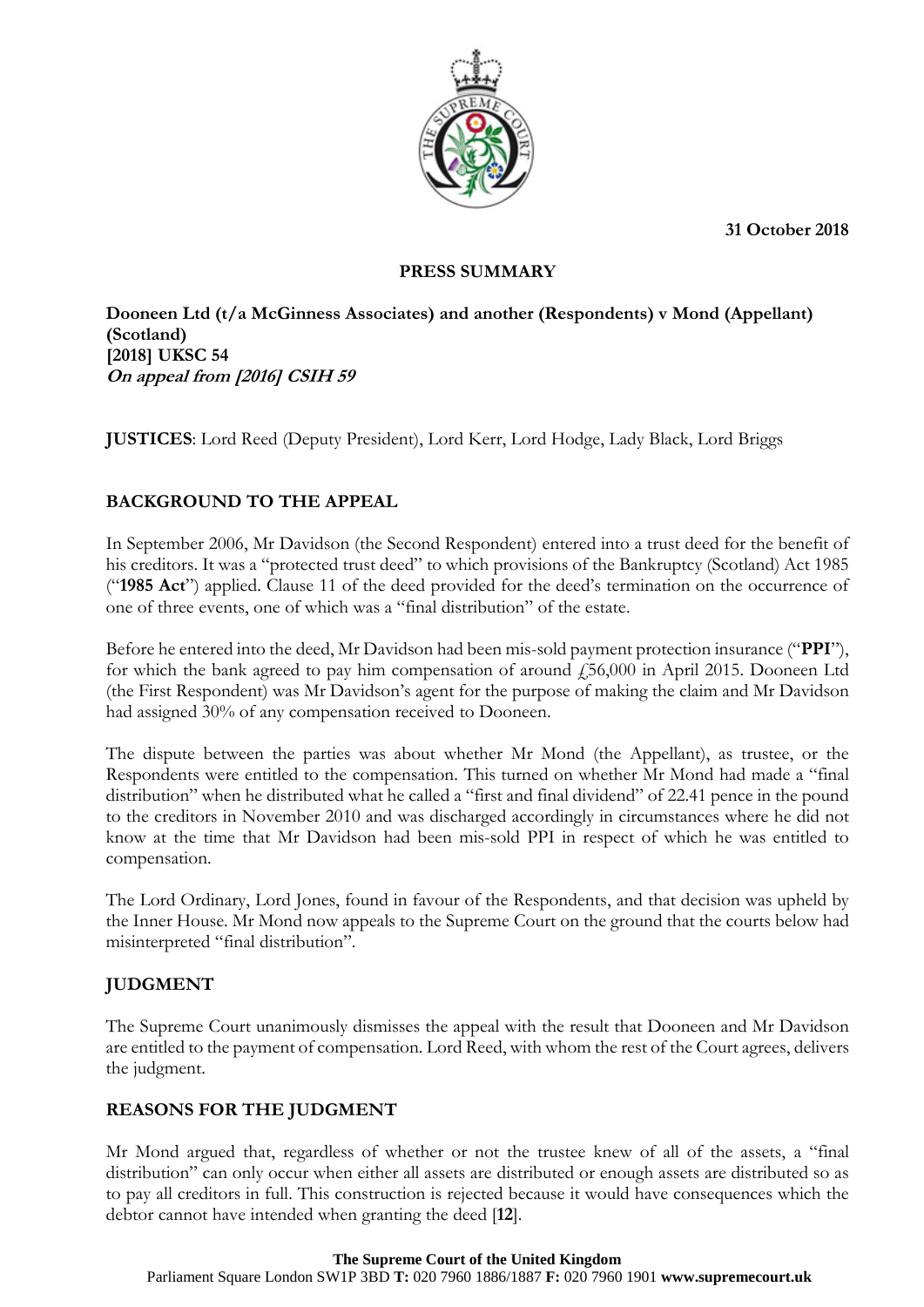31 October 2018

# PRESS SUMMARY

**Dooneen Ltd (t/a McGinness Associates) and another (Respondents) v Mond (Appellant) (Scotland)**
**[2018] UKSC 54**
***On appeal from [2016] CSIH 59***

**JUSTICES**: Lord Reed (Deputy President), Lord Kerr, Lord Hodge, Lady Black, Lord Briggs

## BACKGROUND TO THE APPEAL

In September 2006, Mr Davidson (the Second Respondent) entered into a trust deed for the benefit of his creditors. It was a "protected trust deed" to which provisions of the Bankruptcy (Scotland) Act 1985 ("**1985 Act**") applied. Clause 11 of the deed provided for the deed's termination on the occurrence of one of three events, one of which was a "final distribution" of the estate.

Before he entered into the deed, Mr Davidson had been mis-sold payment protection insurance ("**PPI**"), for which the bank agreed to pay him compensation of around £56,000 in April 2015. Dooneen Ltd (the First Respondent) was Mr Davidson's agent for the purpose of making the claim and Mr Davidson had assigned 30% of any compensation received to Dooneen.

The dispute between the parties was about whether Mr Mond (the Appellant), as trustee, or the Respondents were entitled to the compensation. This turned on whether Mr Mond had made a "final distribution" when he distributed what he called a "first and final dividend" of 22.41 pence in the pound to the creditors in November 2010 and was discharged accordingly in circumstances where he did not know at the time that Mr Davidson had been mis-sold PPI in respect of which he was entitled to compensation.

The Lord Ordinary, Lord Jones, found in favour of the Respondents, and that decision was upheld by the Inner House. Mr Mond now appeals to the Supreme Court on the ground that the courts below had misinterpreted "final distribution".

## JUDGMENT

The Supreme Court unanimously dismisses the appeal with the result that Dooneen and Mr Davidson are entitled to the payment of compensation. Lord Reed, with whom the rest of the Court agrees, delivers the judgment.

## REASONS FOR THE JUDGMENT

Mr Mond argued that, regardless of whether or not the trustee knew of all of the assets, a "final distribution" can only occur when either all assets are distributed or enough assets are distributed so as to pay all creditors in full. This construction is rejected because it would have consequences which the debtor cannot have intended when granting the deed [**12**].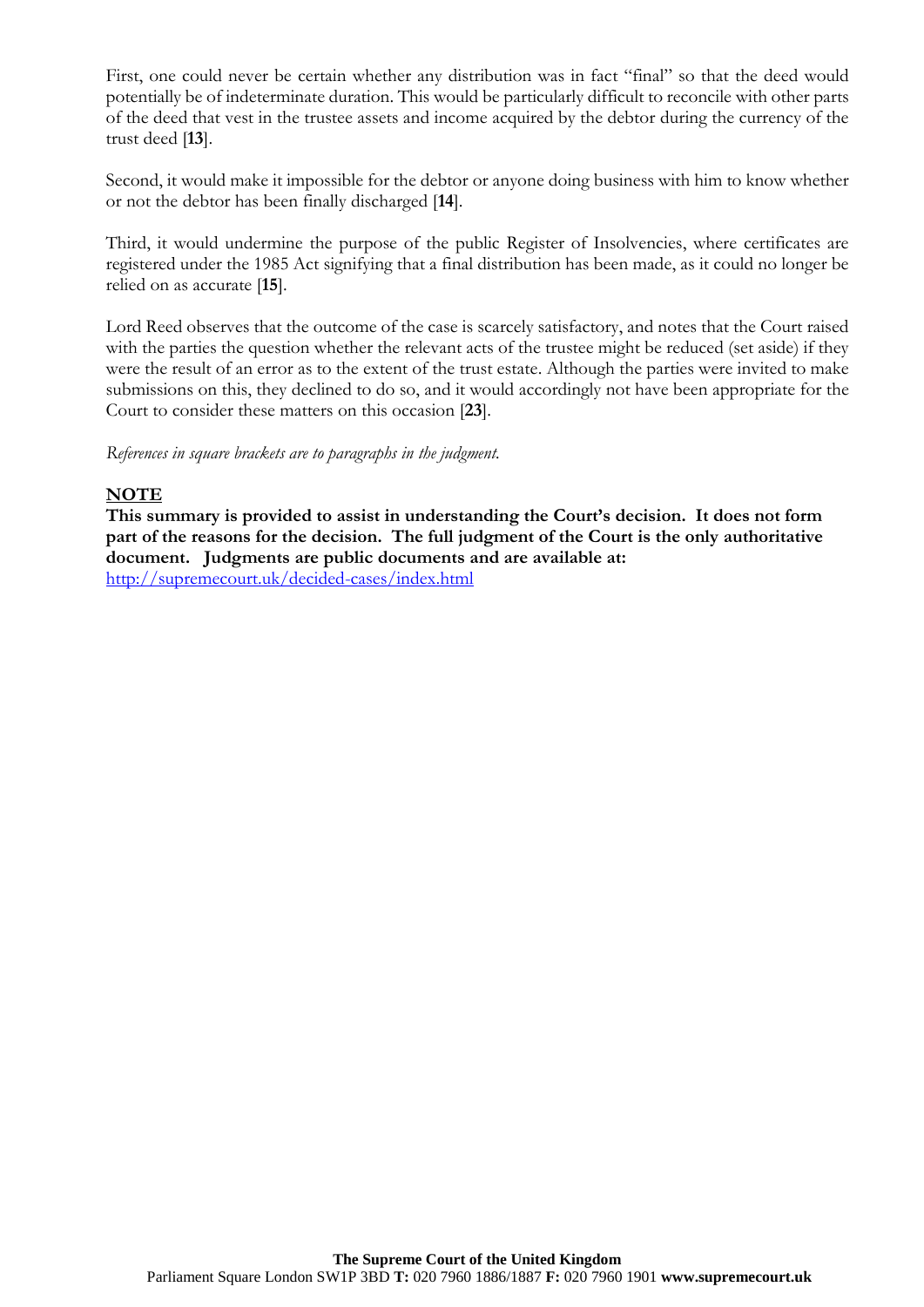First, one could never be certain whether any distribution was in fact "final" so that the deed would potentially be of indeterminate duration. This would be particularly difficult to reconcile with other parts of the deed that vest in the trustee assets and income acquired by the debtor during the currency of the trust deed [**13**].

Second, it would make it impossible for the debtor or anyone doing business with him to know whether or not the debtor has been finally discharged [**14**].

Third, it would undermine the purpose of the public Register of Insolvencies, where certificates are registered under the 1985 Act signifying that a final distribution has been made, as it could no longer be relied on as accurate [**15**].

Lord Reed observes that the outcome of the case is scarcely satisfactory, and notes that the Court raised with the parties the question whether the relevant acts of the trustee might be reduced (set aside) if they were the result of an error as to the extent of the trust estate. Although the parties were invited to make submissions on this, they declined to do so, and it would accordingly not have been appropriate for the Court to consider these matters on this occasion [**23**].

*References in square brackets are to paragraphs in the judgment.*

**NOTE**

**This summary is provided to assist in understanding the Court's decision. It does not form part of the reasons for the decision. The full judgment of the Court is the only authoritative document. Judgments are public documents and are available at:**
http://supremecourt.uk/decided-cases/index.html

**The Supreme Court of the United Kingdom**
Parliament Square London SW1P 3BD **T:** 020 7960 1886/1887 **F:** 020 7960 1901 **www.supremecourt.uk**